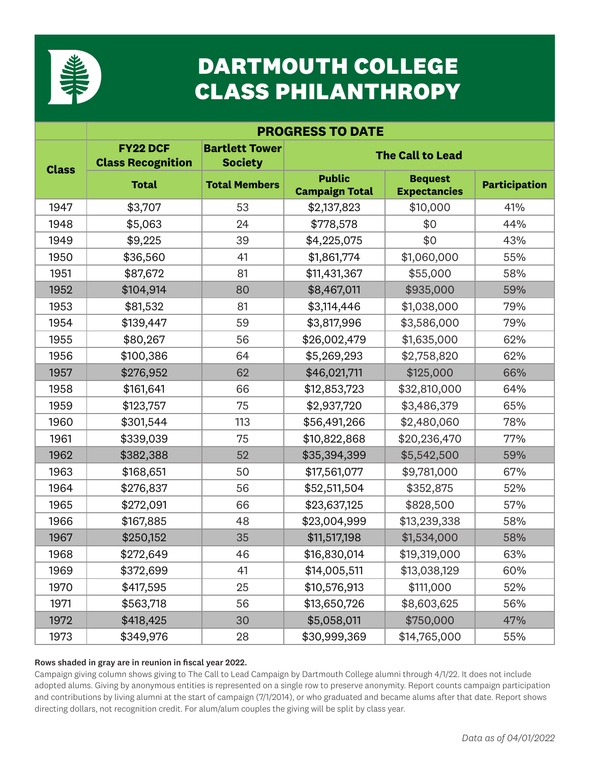# DARTMOUTH COLLEGE CLASS PHILANTHROPY

| Class | PROGRESS TO DATE | | | | |
|---|---|---|---|---|---|
| | FY22 DCF Class Recognition | Bartlett Tower Society | The Call to Lead | | |
| | Total | Total Members | Public Campaign Total | Bequest Expectancies | Participation |
| 1947 | $3,707 | 53 | $2,137,823 | $10,000 | 41% |
| 1948 | $5,063 | 24 | $778,578 | $0 | 44% |
| 1949 | $9,225 | 39 | $4,225,075 | $0 | 43% |
| 1950 | $36,560 | 41 | $1,861,774 | $1,060,000 | 55% |
| 1951 | $87,672 | 81 | $11,431,367 | $55,000 | 58% |
| 1952 | $104,914 | 80 | $8,467,011 | $935,000 | 59% |
| 1953 | $81,532 | 81 | $3,114,446 | $1,038,000 | 79% |
| 1954 | $139,447 | 59 | $3,817,996 | $3,586,000 | 79% |
| 1955 | $80,267 | 56 | $26,002,479 | $1,635,000 | 62% |
| 1956 | $100,386 | 64 | $5,269,293 | $2,758,820 | 62% |
| 1957 | $276,952 | 62 | $46,021,711 | $125,000 | 66% |
| 1958 | $161,641 | 66 | $12,853,723 | $32,810,000 | 64% |
| 1959 | $123,757 | 75 | $2,937,720 | $3,486,379 | 65% |
| 1960 | $301,544 | 113 | $56,491,266 | $2,480,060 | 78% |
| 1961 | $339,039 | 75 | $10,822,868 | $20,236,470 | 77% |
| 1962 | $382,388 | 52 | $35,394,399 | $5,542,500 | 59% |
| 1963 | $168,651 | 50 | $17,561,077 | $9,781,000 | 67% |
| 1964 | $276,837 | 56 | $52,511,504 | $352,875 | 52% |
| 1965 | $272,091 | 66 | $23,637,125 | $828,500 | 57% |
| 1966 | $167,885 | 48 | $23,004,999 | $13,239,338 | 58% |
| 1967 | $250,152 | 35 | $11,517,198 | $1,534,000 | 58% |
| 1968 | $272,649 | 46 | $16,830,014 | $19,319,000 | 63% |
| 1969 | $372,699 | 41 | $14,005,511 | $13,038,129 | 60% |
| 1970 | $417,595 | 25 | $10,576,913 | $111,000 | 52% |
| 1971 | $563,718 | 56 | $13,650,726 | $8,603,625 | 56% |
| 1972 | $418,425 | 30 | $5,058,011 | $750,000 | 47% |
| 1973 | $349,976 | 28 | $30,999,369 | $14,765,000 | 55% |

**Rows shaded in gray are in reunion in fiscal year 2022.**

Campaign giving column shows giving to The Call to Lead Campaign by Dartmouth College alumni through 4/1/22. It does not include adopted alums. Giving by anonymous entities is represented on a single row to preserve anonymity. Report counts campaign participation and contributions by living alumni at the start of campaign (7/1/2014), or who graduated and became alums after that date. Report shows directing dollars, not recognition credit. For alum/alum couples the giving will be split by class year.

*Data as of 04/01/2022*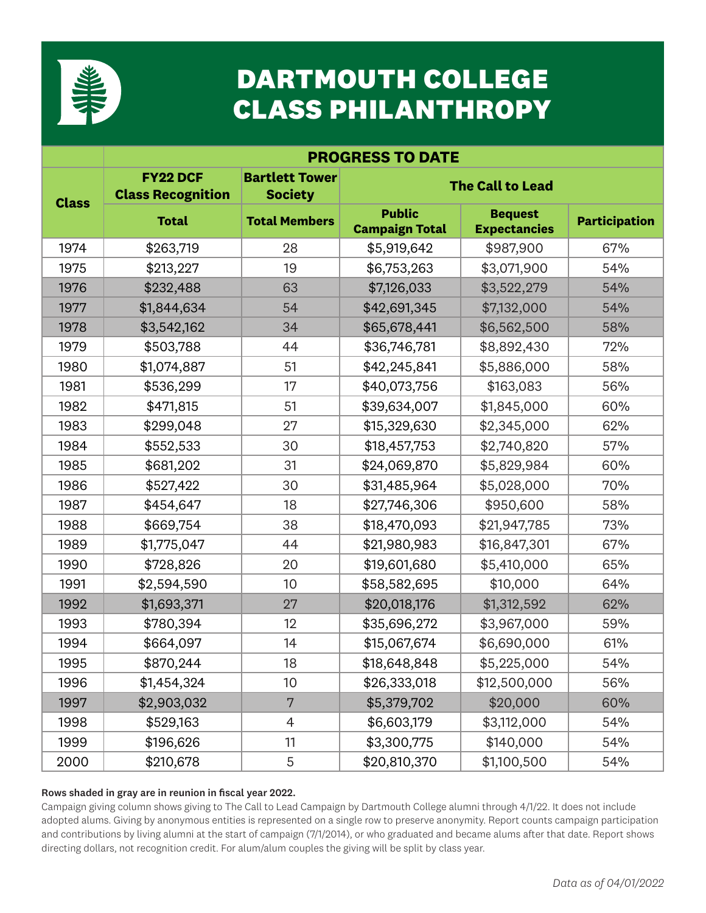# DARTMOUTH COLLEGE CLASS PHILANTHROPY

| Class | PROGRESS TO DATE | | | | |
|---|---|---|---|---|---|
| | FY22 DCF Class Recognition | Bartlett Tower Society | The Call to Lead | | |
| | Total | Total Members | Public Campaign Total | Bequest Expectancies | Participation |
| 1974 | $263,719 | 28 | $5,919,642 | $987,900 | 67% |
| 1975 | $213,227 | 19 | $6,753,263 | $3,071,900 | 54% |
| 1976 | $232,488 | 63 | $7,126,033 | $3,522,279 | 54% |
| 1977 | $1,844,634 | 54 | $42,691,345 | $7,132,000 | 54% |
| 1978 | $3,542,162 | 34 | $65,678,441 | $6,562,500 | 58% |
| 1979 | $503,788 | 44 | $36,746,781 | $8,892,430 | 72% |
| 1980 | $1,074,887 | 51 | $42,245,841 | $5,886,000 | 58% |
| 1981 | $536,299 | 17 | $40,073,756 | $163,083 | 56% |
| 1982 | $471,815 | 51 | $39,634,007 | $1,845,000 | 60% |
| 1983 | $299,048 | 27 | $15,329,630 | $2,345,000 | 62% |
| 1984 | $552,533 | 30 | $18,457,753 | $2,740,820 | 57% |
| 1985 | $681,202 | 31 | $24,069,870 | $5,829,984 | 60% |
| 1986 | $527,422 | 30 | $31,485,964 | $5,028,000 | 70% |
| 1987 | $454,647 | 18 | $27,746,306 | $950,600 | 58% |
| 1988 | $669,754 | 38 | $18,470,093 | $21,947,785 | 73% |
| 1989 | $1,775,047 | 44 | $21,980,983 | $16,847,301 | 67% |
| 1990 | $728,826 | 20 | $19,601,680 | $5,410,000 | 65% |
| 1991 | $2,594,590 | 10 | $58,582,695 | $10,000 | 64% |
| 1992 | $1,693,371 | 27 | $20,018,176 | $1,312,592 | 62% |
| 1993 | $780,394 | 12 | $35,696,272 | $3,967,000 | 59% |
| 1994 | $664,097 | 14 | $15,067,674 | $6,690,000 | 61% |
| 1995 | $870,244 | 18 | $18,648,848 | $5,225,000 | 54% |
| 1996 | $1,454,324 | 10 | $26,333,018 | $12,500,000 | 56% |
| 1997 | $2,903,032 | 7 | $5,379,702 | $20,000 | 60% |
| 1998 | $529,163 | 4 | $6,603,179 | $3,112,000 | 54% |
| 1999 | $196,626 | 11 | $3,300,775 | $140,000 | 54% |
| 2000 | $210,678 | 5 | $20,810,370 | $1,100,500 | 54% |

**Rows shaded in gray are in reunion in fiscal year 2022.**

Campaign giving column shows giving to The Call to Lead Campaign by Dartmouth College alumni through 4/1/22. It does not include adopted alums. Giving by anonymous entities is represented on a single row to preserve anonymity. Report counts campaign participation and contributions by living alumni at the start of campaign (7/1/2014), or who graduated and became alums after that date. Report shows directing dollars, not recognition credit. For alum/alum couples the giving will be split by class year.

*Data as of 04/01/2022*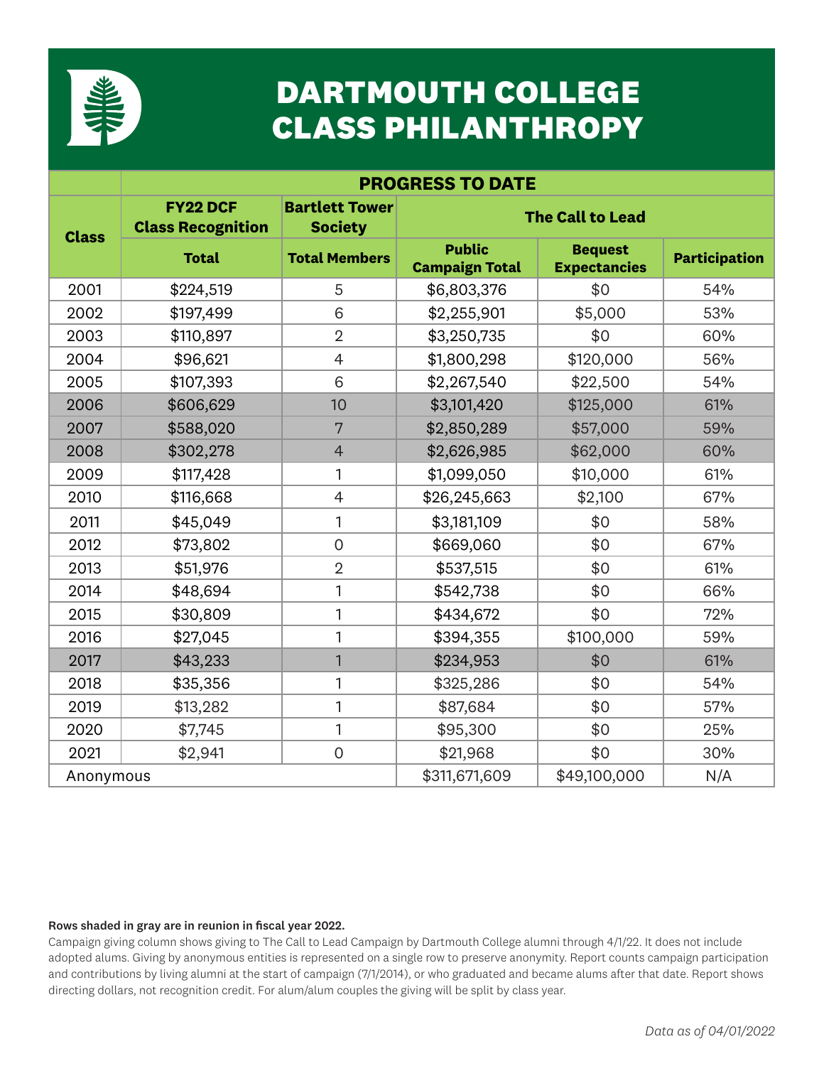# DARTMOUTH COLLEGE CLASS PHILANTHROPY

| Class | PROGRESS TO DATE | | | | |
|---|---|---|---|---|---|
| | FY22 DCF Class Recognition | Bartlett Tower Society | The Call to Lead | | |
| | Total | Total Members | Public Campaign Total | Bequest Expectancies | Participation |
| 2001 | $224,519 | 5 | $6,803,376 | $0 | 54% |
| 2002 | $197,499 | 6 | $2,255,901 | $5,000 | 53% |
| 2003 | $110,897 | 2 | $3,250,735 | $0 | 60% |
| 2004 | $96,621 | 4 | $1,800,298 | $120,000 | 56% |
| 2005 | $107,393 | 6 | $2,267,540 | $22,500 | 54% |
| 2006 | $606,629 | 10 | $3,101,420 | $125,000 | 61% |
| 2007 | $588,020 | 7 | $2,850,289 | $57,000 | 59% |
| 2008 | $302,278 | 4 | $2,626,985 | $62,000 | 60% |
| 2009 | $117,428 | 1 | $1,099,050 | $10,000 | 61% |
| 2010 | $116,668 | 4 | $26,245,663 | $2,100 | 67% |
| 2011 | $45,049 | 1 | $3,181,109 | $0 | 58% |
| 2012 | $73,802 | 0 | $669,060 | $0 | 67% |
| 2013 | $51,976 | 2 | $537,515 | $0 | 61% |
| 2014 | $48,694 | 1 | $542,738 | $0 | 66% |
| 2015 | $30,809 | 1 | $434,672 | $0 | 72% |
| 2016 | $27,045 | 1 | $394,355 | $100,000 | 59% |
| 2017 | $43,233 | 1 | $234,953 | $0 | 61% |
| 2018 | $35,356 | 1 | $325,286 | $0 | 54% |
| 2019 | $13,282 | 1 | $87,684 | $0 | 57% |
| 2020 | $7,745 | 1 | $95,300 | $0 | 25% |
| 2021 | $2,941 | 0 | $21,968 | $0 | 30% |
| Anonymous | | | $311,671,609 | $49,100,000 | N/A |

**Rows shaded in gray are in reunion in fiscal year 2022.**

Campaign giving column shows giving to The Call to Lead Campaign by Dartmouth College alumni through 4/1/22. It does not include adopted alums. Giving by anonymous entities is represented on a single row to preserve anonymity. Report counts campaign participation and contributions by living alumni at the start of campaign (7/1/2014), or who graduated and became alums after that date. Report shows directing dollars, not recognition credit. For alum/alum couples the giving will be split by class year.

*Data as of 04/01/2022*